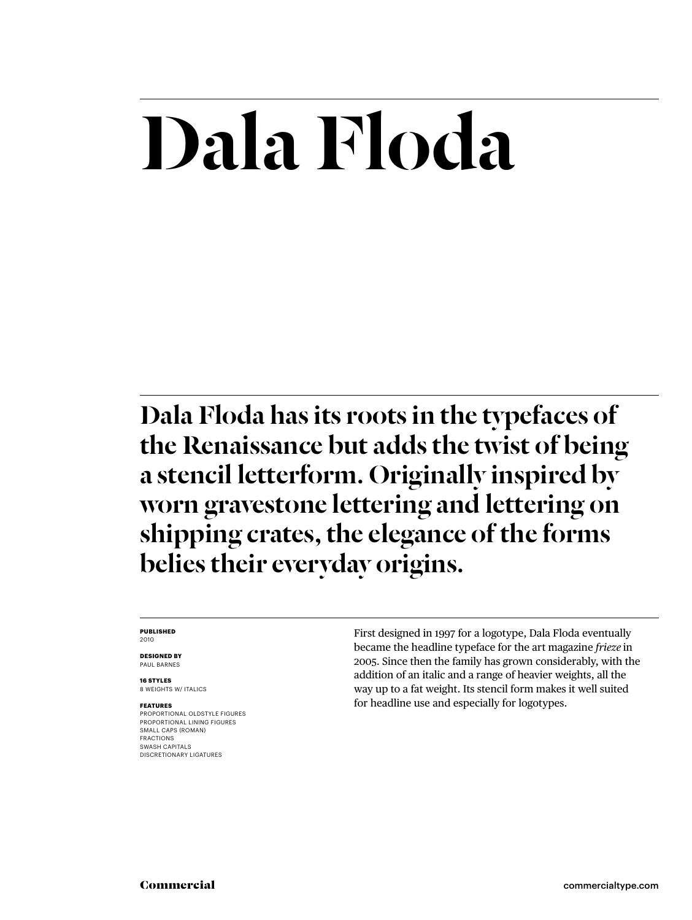# Dala Floda

**Dala Floda has its roots in the typefaces of the Renaissance but adds the twist of being a stencil letterform. Originally inspired by worn gravestone lettering and lettering on shipping crates, the elegance of the forms belies their everyday origins.**

**PUBLISHED**
2010

**DESIGNED BY**
PAUL BARNES

**16 STYLES**
8 WEIGHTS W/ ITALICS

**FEATURES**
PROPORTIONAL OLDSTYLE FIGURES
PROPORTIONAL LINING FIGURES
SMALL CAPS (ROMAN)
FRACTIONS
SWASH CAPITALS
DISCRETIONARY LIGATURES

First designed in 1997 for a logotype, Dala Floda eventually became the headline typeface for the art magazine *frieze* in 2005. Since then the family has grown considerably, with the addition of an italic and a range of heavier weights, all the way up to a fat weight. Its stencil form makes it well suited for headline use and especially for logotypes.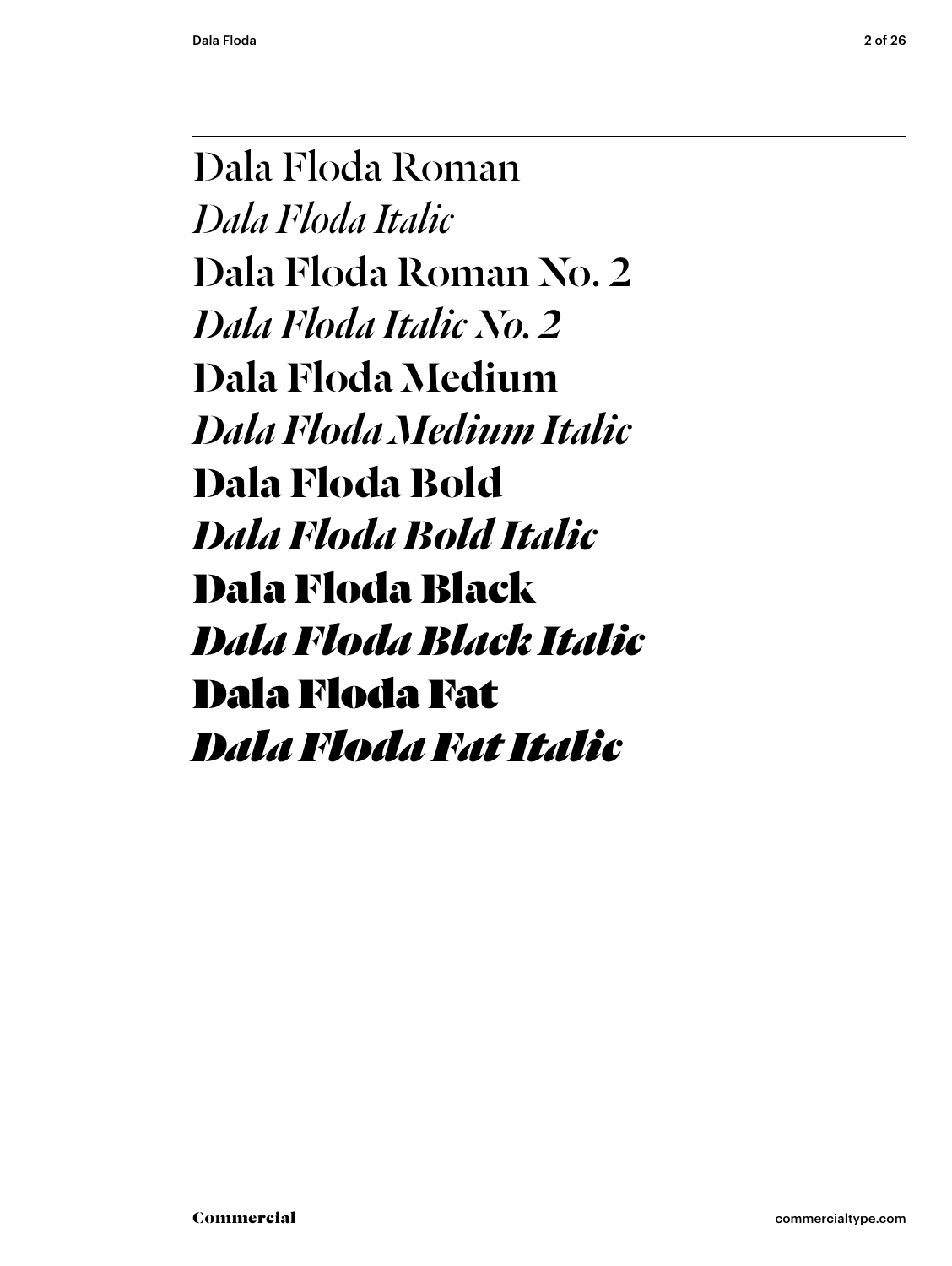Dala Floda Roman

*Dala Floda Italic*

Dala Floda Roman No. 2

*Dala Floda Italic No. 2*

**Dala Floda Medium**

***Dala Floda Medium Italic***

**Dala Floda Bold**

***Dala Floda Bold Italic***

**Dala Floda Black**

***Dala Floda Black Italic***

**Dala Floda Fat**

***Dala Floda Fat Italic***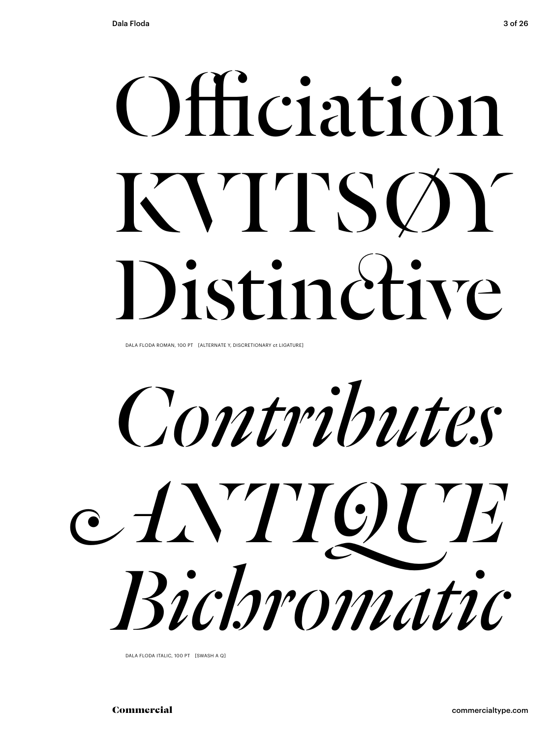Officiation
KVITSØY
Distinctive

DALA FLODA ROMAN, 100 PT [ALTERNATE Y, DISCRETIONARY ct LIGATURE]

*Contributes*
*ANTIQUE*
*Bichromatic*

DALA FLODA ITALIC, 100 PT [SWASH A Q]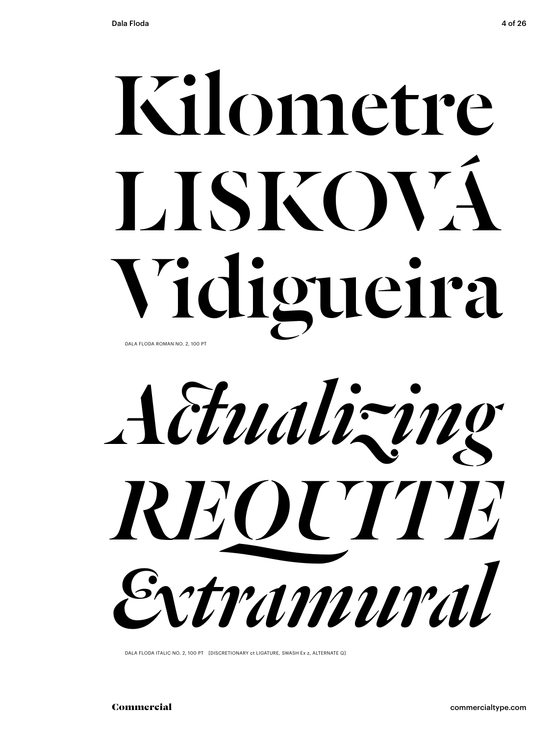# Kilometre LISKOVÁ Vidigueira

DALA FLODA ROMAN NO. 2, 100 PT

# *Actualizing REQUITE Extramural*

DALA FLODA ITALIC NO. 2, 100 PT [DISCRETIONARY ct LIGATURE, SWASH Ex z, ALTERNATE Q]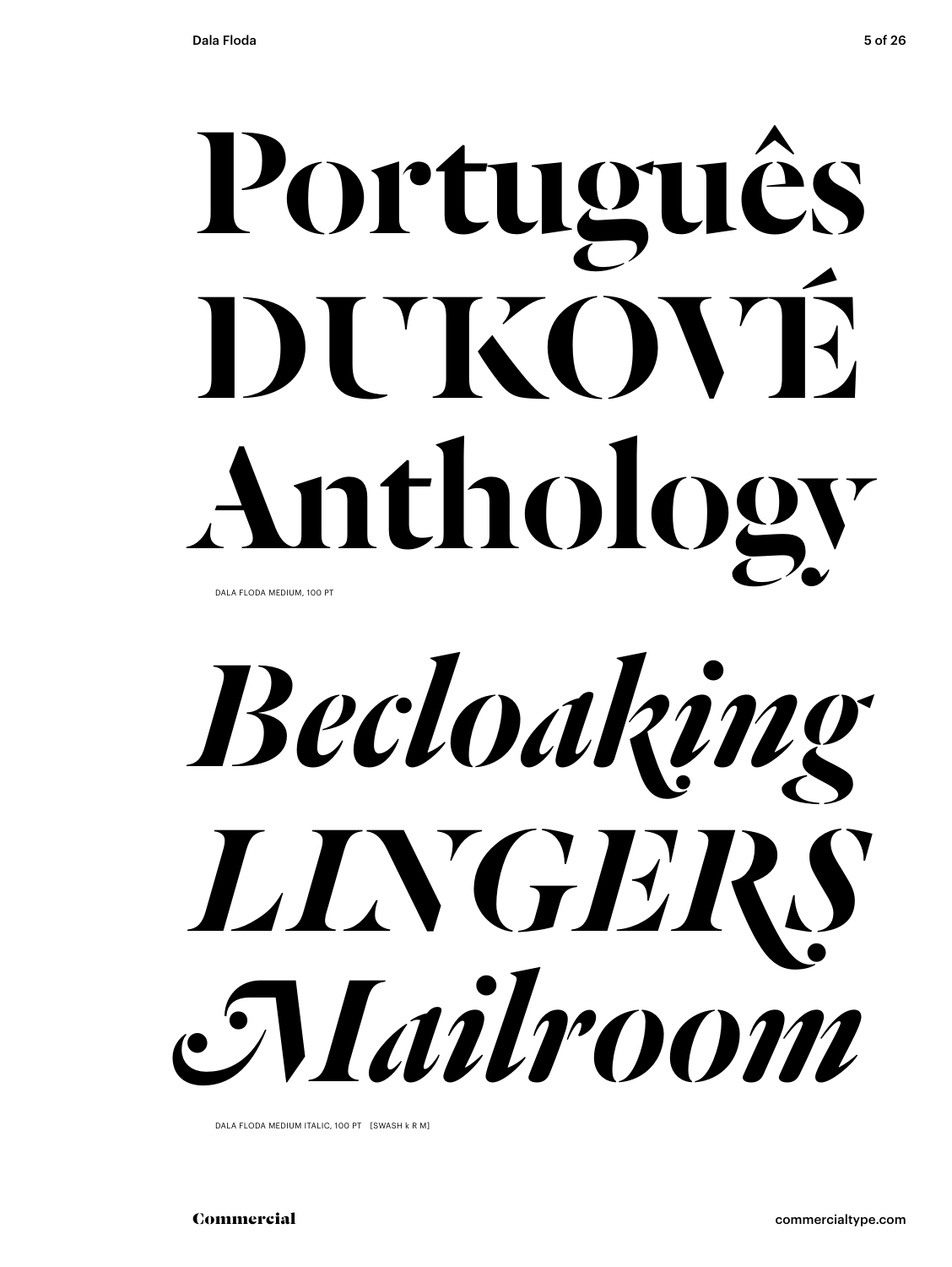# Português
# DUKOVÉ
# Anthology

DALA FLODA MEDIUM, 100 PT

# *Becloaking*
# *LINGERS*
# *Mailroom*

DALA FLODA MEDIUM ITALIC, 100 PT [SWASH k R M]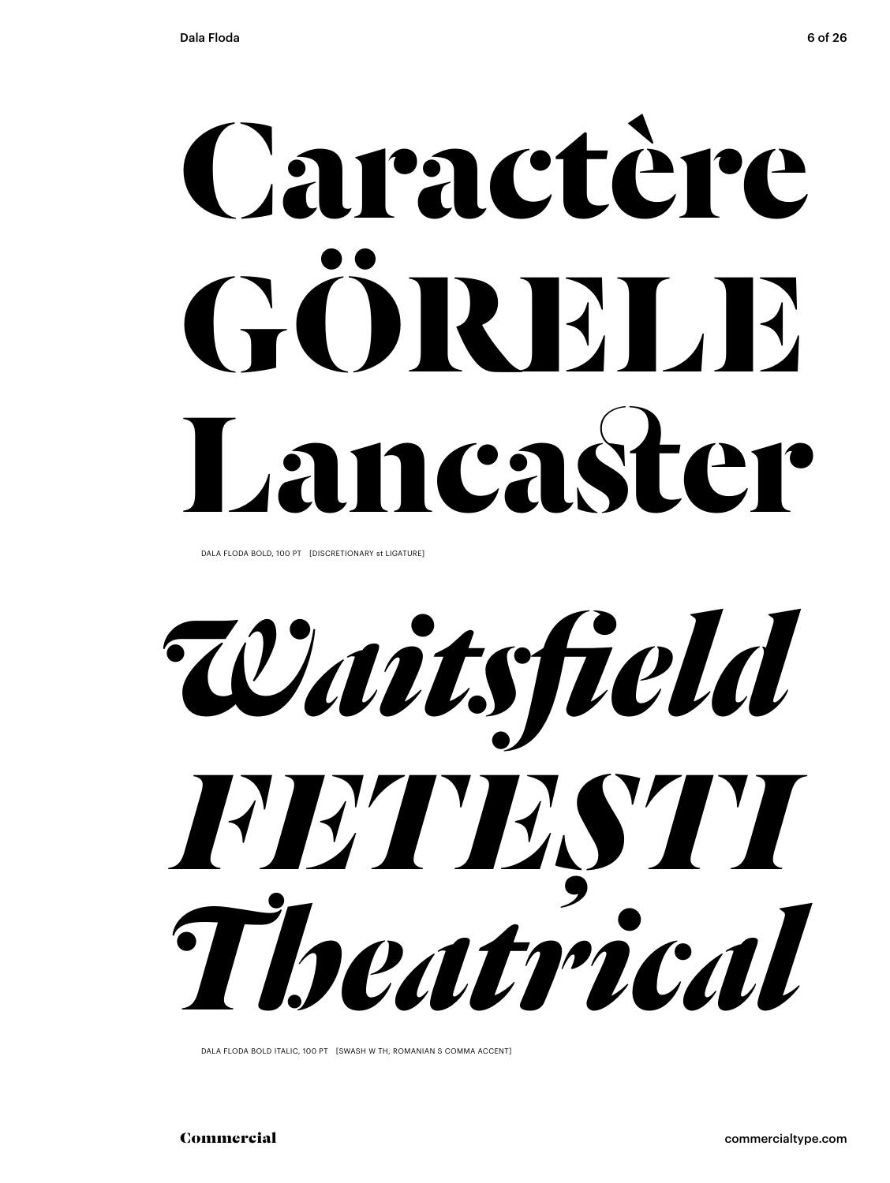# Caractère
# GÖRELE
# Lancaster

DALA FLODA BOLD, 100 PT [DISCRETIONARY st LIGATURE]

# *Waitsfield*
# *FETEȘTI*
# *Theatrical*

DALA FLODA BOLD ITALIC, 100 PT [SWASH W TH, ROMANIAN S COMMA ACCENT]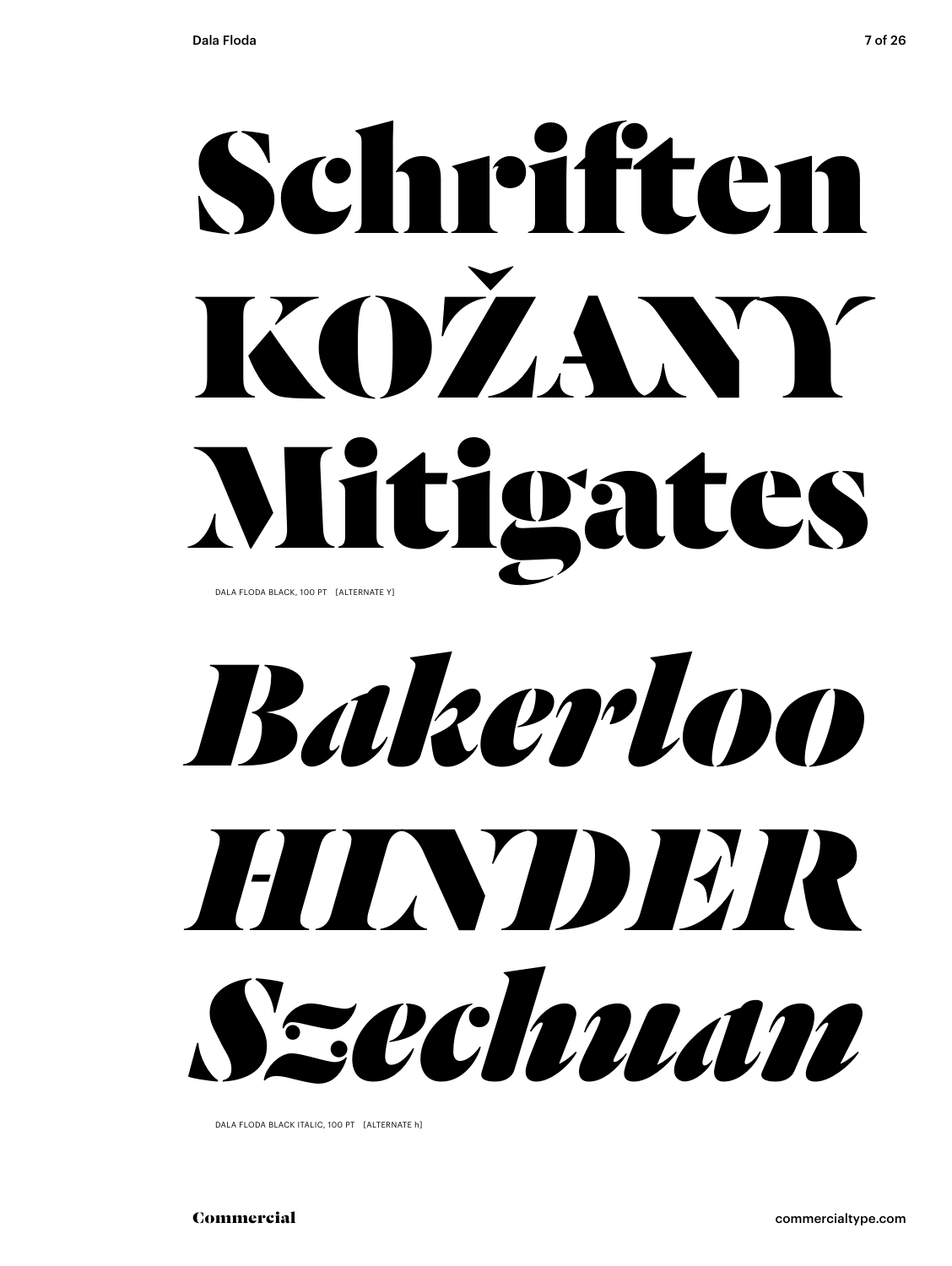Schriften

KOŽANY

Mitigates

DALA FLODA BLACK, 100 PT [ALTERNATE Y]

*Bakerloo*

*HINDER*

*Szechuan*

DALA FLODA BLACK ITALIC, 100 PT [ALTERNATE h]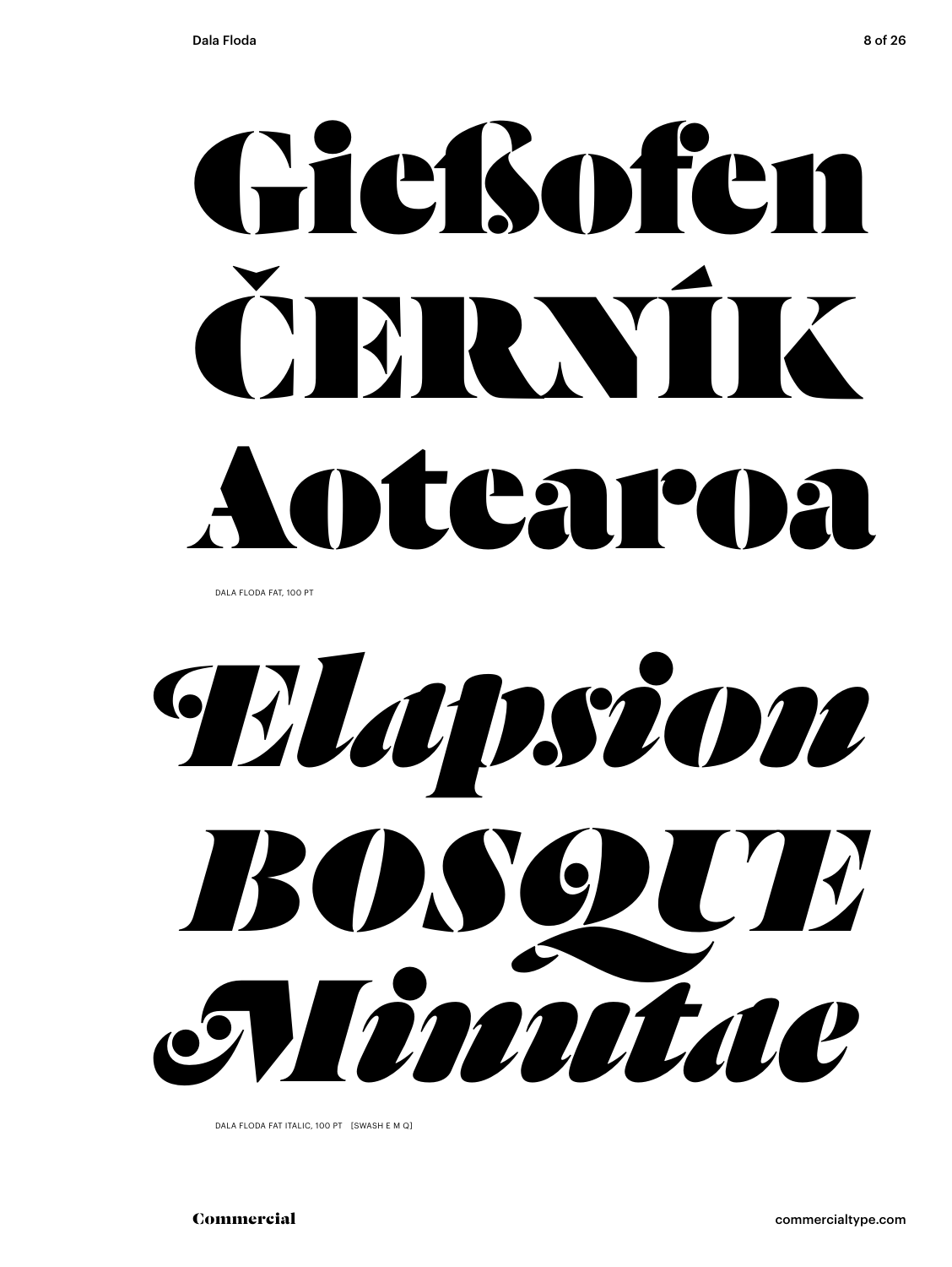Gießofen
ČERNÍK
Aotearoa

DALA FLODA FAT, 100 PT

*Elapsion*
*BOSQUE*
*Minutae*

DALA FLODA FAT ITALIC, 100 PT [SWASH E M Q]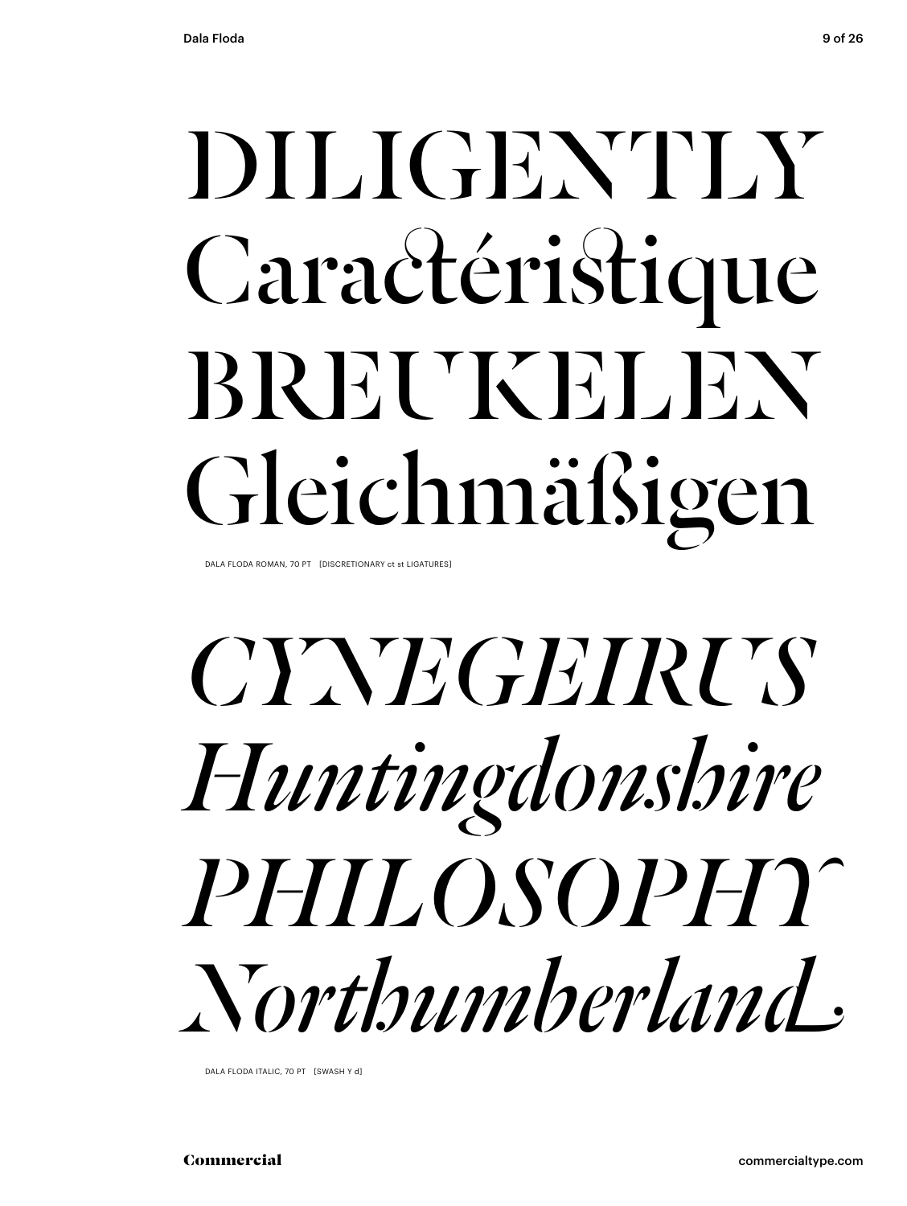DILIGENTLY

Caractéristique

BREUKELEN

Gleichmäßigen

DALA FLODA ROMAN, 70 PT [DISCRETIONARY ct st LIGATURES]

*CYNEGEIRUS*

*Huntingdonshire*

*PHILOSOPHY*

*Northumberland*

DALA FLODA ITALIC, 70 PT [SWASH Y d]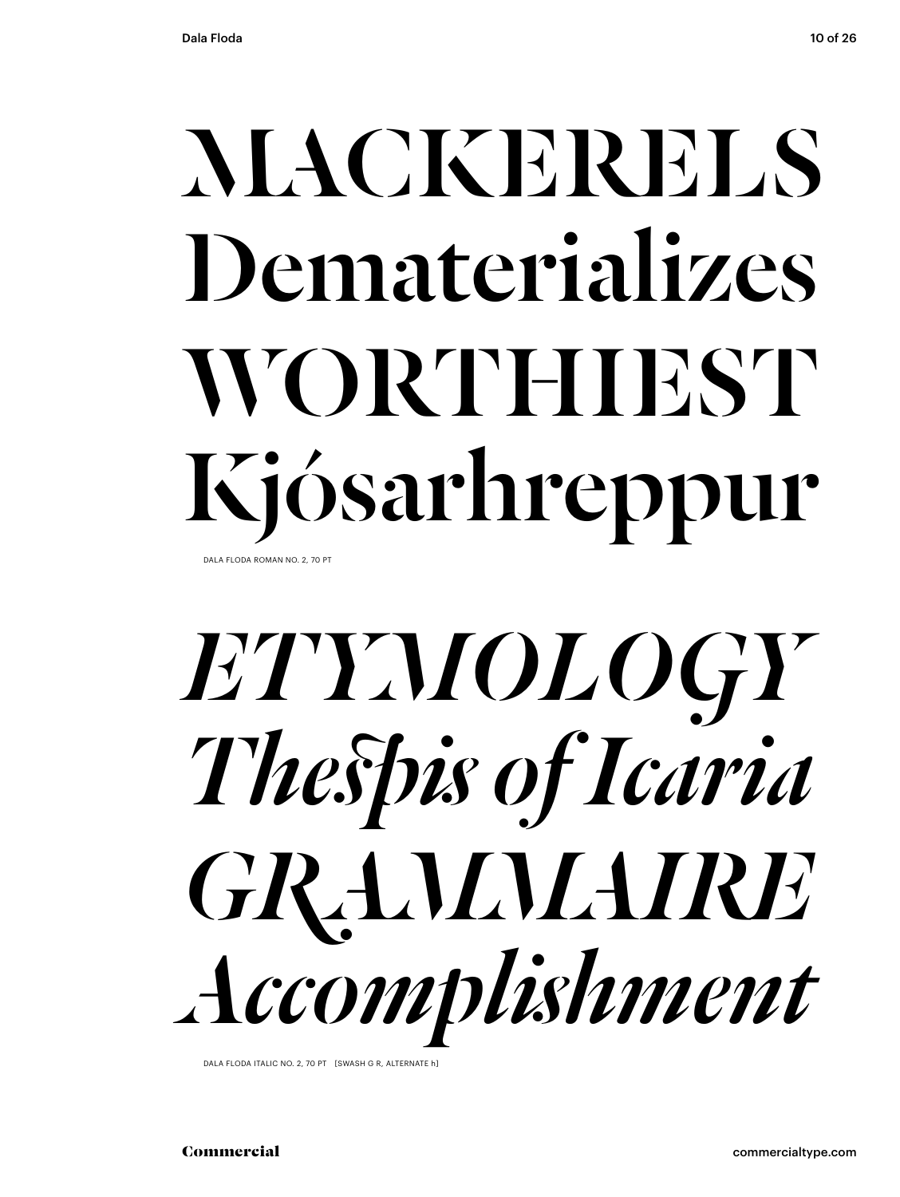MACKERELS
Dematerializes
WORTHIEST
Kjósarhreppur

DALA FLODA ROMAN NO. 2, 70 PT

*ETYMOLOGY*
*Thespis of Icaria*
*GRAMMAIRE*
*Accomplishment*

DALA FLODA ITALIC NO. 2, 70 PT [SWASH G R, ALTERNATE h]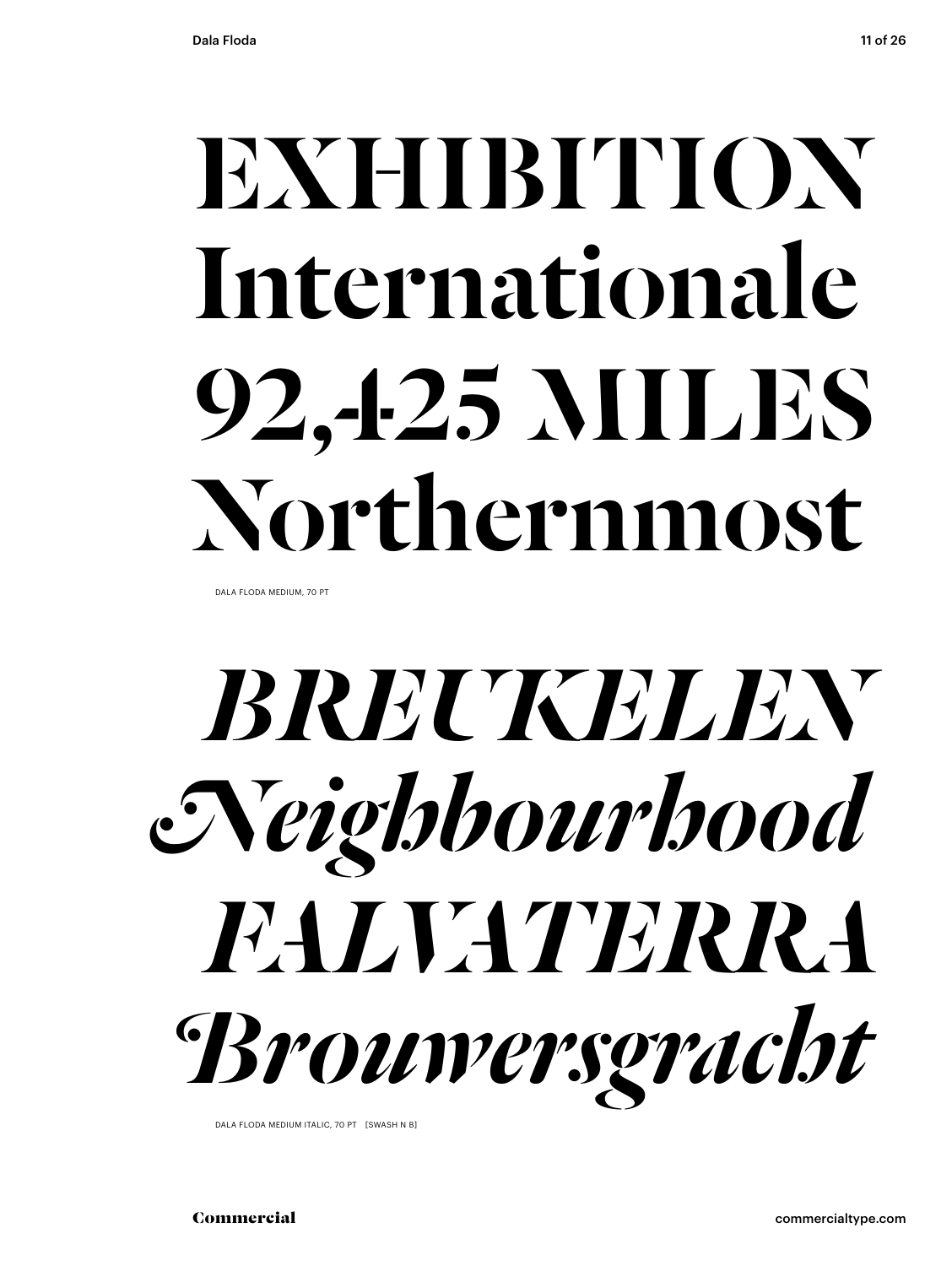EXHIBITION
Internationale
92,425 MILES
Northernmost

DALA FLODA MEDIUM, 70 PT

*BREUKELEN*
*Neighbourhood*
*FALVATERRA*
*Brouwersgracht*

DALA FLODA MEDIUM ITALIC, 70 PT [SWASH N B]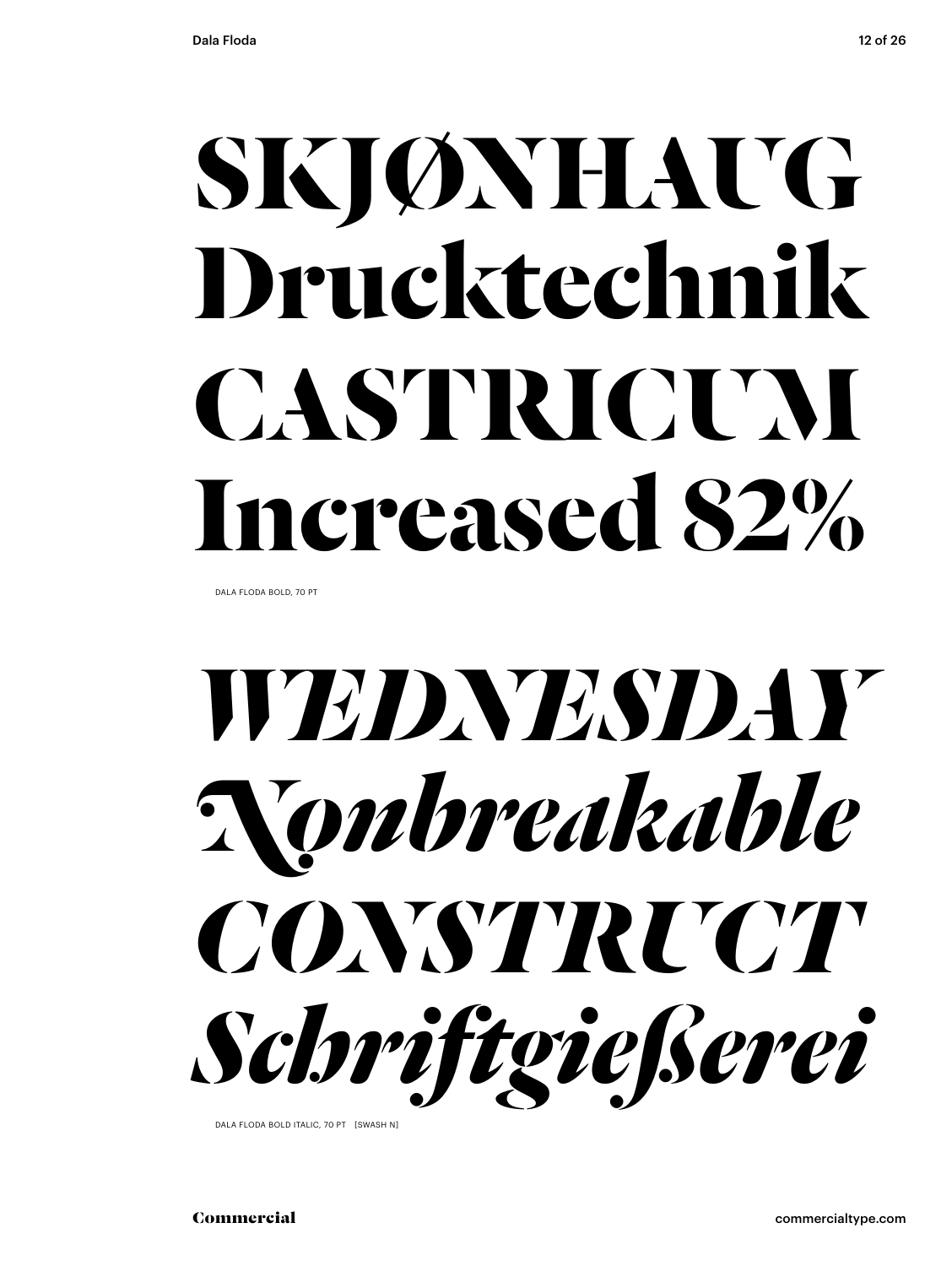SKJØNHAUG
Drucktechnik
CASTRICUM
Increased 82%

DALA FLODA BOLD, 70 PT

*WEDNESDAY*
*Nonbreakable*
*CONSTRUCT*
*Schriftgießerei*

DALA FLODA BOLD ITALIC, 70 PT [SWASH N]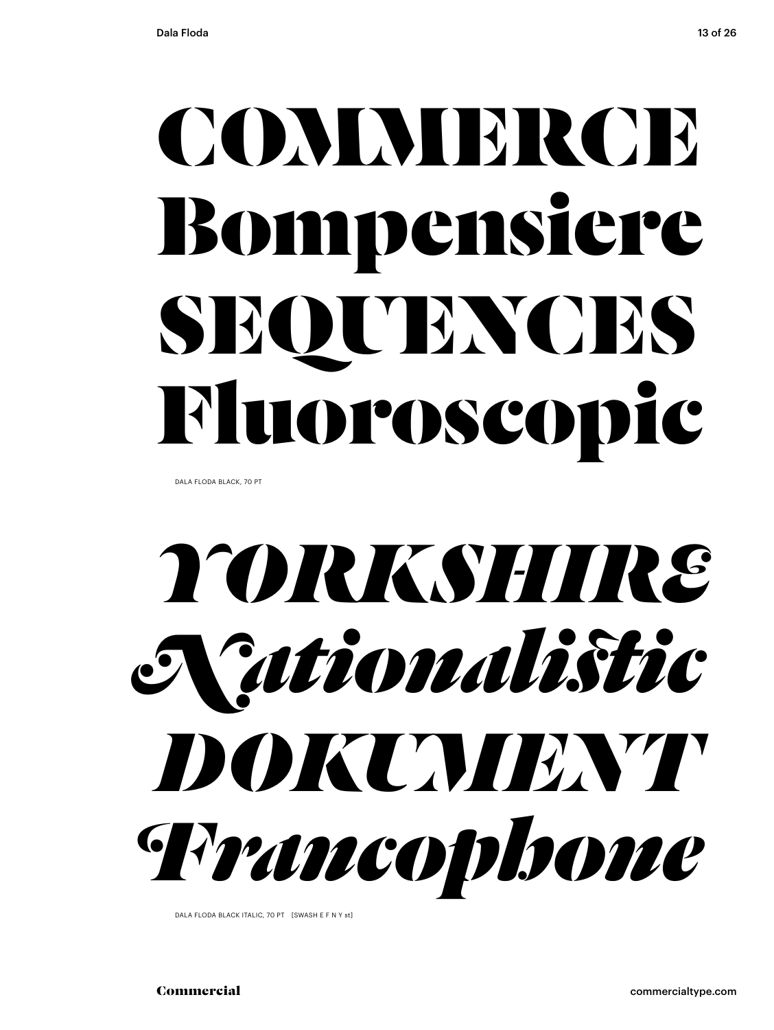COMMERCE
Bompensiere
SEQUENCES
Fluoroscopic

DALA FLODA BLACK, 70 PT

*YORKSHIRE*
*Nationalistic*
*DOKUMENT*
*Francophone*

DALA FLODA BLACK ITALIC, 70 PT [SWASH E F N Y st]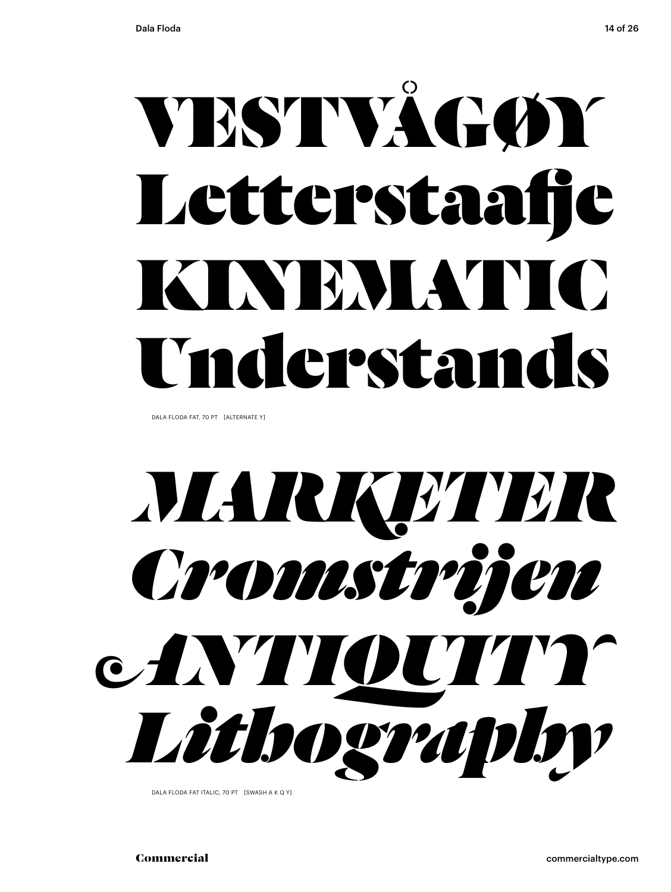VESTVÅGØY
Letterstaafje
KINEMATIC
Understands

DALA FLODA FAT, 70 PT [ALTERNATE Y]

*MARKETER*
*Cromstrijen*
*ANTIQUITY*
*Lithography*

DALA FLODA FAT ITALIC, 70 PT [SWASH A K Q Y]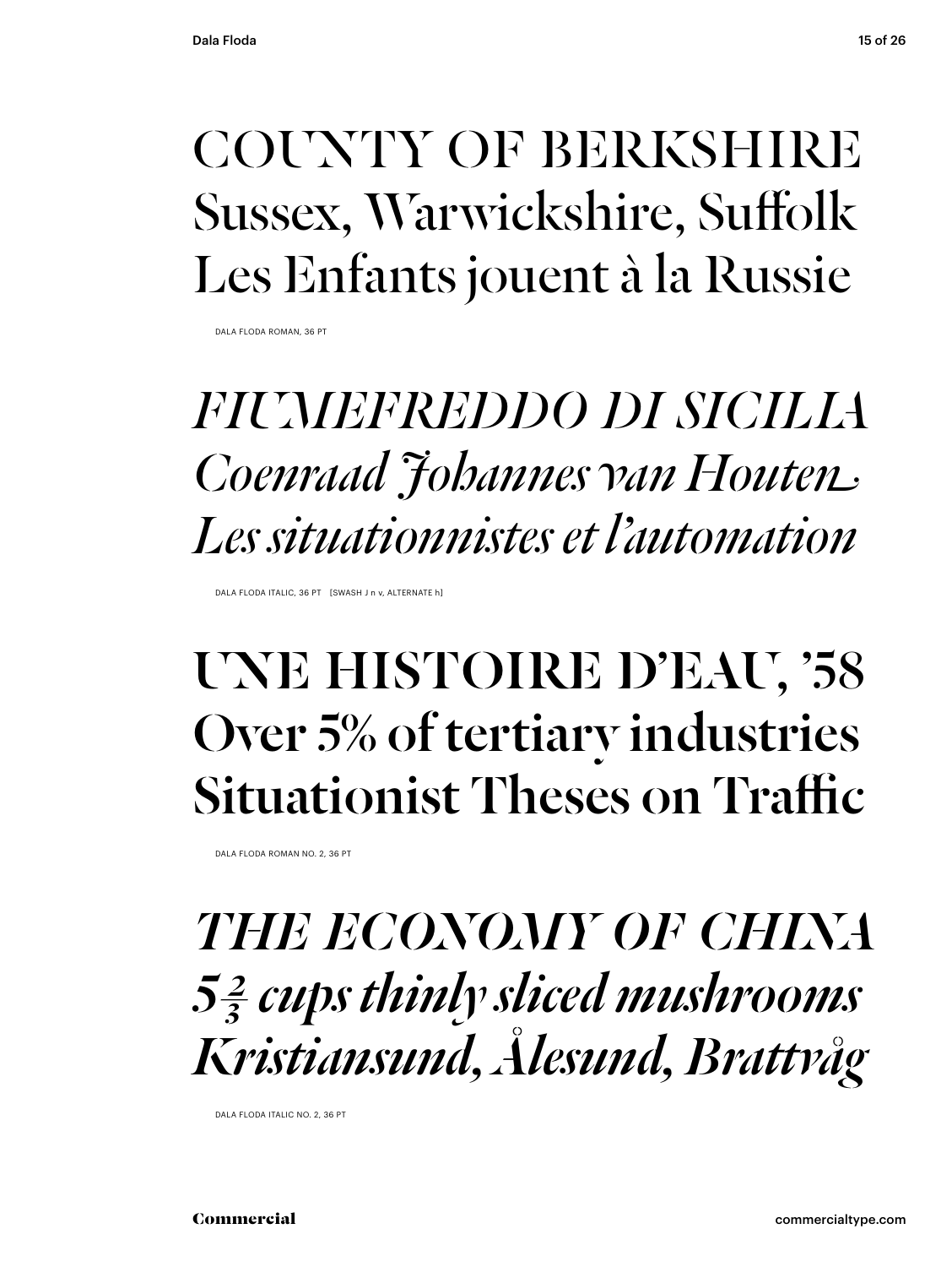COUNTY OF BERKSHIRE
Sussex, Warwickshire, Suffolk
Les Enfants jouent à la Russie

DALA FLODA ROMAN, 36 PT

*FIUMEFREDDO DI SICILIA*
*Coenraad Johannes van Houten*
*Les situationnistes et l'automation*

DALA FLODA ITALIC, 36 PT [SWASH J n v, ALTERNATE h]

**UNE HISTOIRE D'EAU, '58**
**Over 5% of tertiary industries**
**Situationist Theses on Traffic**

DALA FLODA ROMAN NO. 2, 36 PT

***THE ECONOMY OF CHINA***
***5⅔ cups thinly sliced mushrooms***
***Kristiansund, Ålesund, Brattvåg***

DALA FLODA ITALIC NO. 2, 36 PT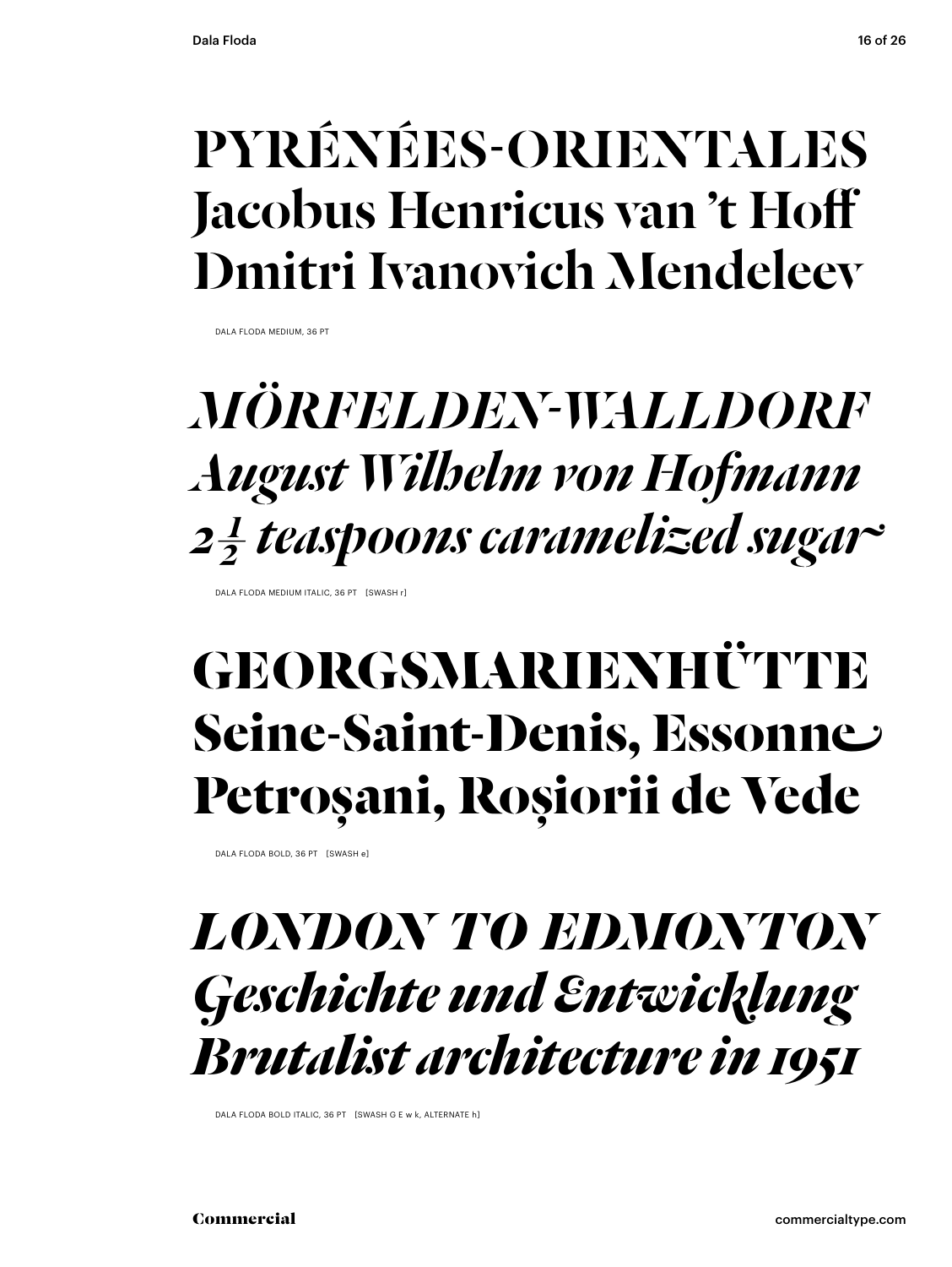PYRÉNÉES-ORIENTALES
Jacobus Henricus van 't Hoff
Dmitri Ivanovich Mendeleev

DALA FLODA MEDIUM, 36 PT

*MÖRFELDEN-WALLDORF*
*August Wilhelm von Hofmann*
*2½ teaspoons caramelized sugar*

DALA FLODA MEDIUM ITALIC, 36 PT [SWASH r]

**GEORGSMARIENHÜTTE**
**Seine-Saint-Denis, Essonne**
**Petroșani, Roșiorii de Vede**

DALA FLODA BOLD, 36 PT [SWASH e]

***LONDON TO EDMONTON***
***Geschichte und Entwicklung***
***Brutalist architecture in 1951***

DALA FLODA BOLD ITALIC, 36 PT [SWASH G E w k, ALTERNATE h]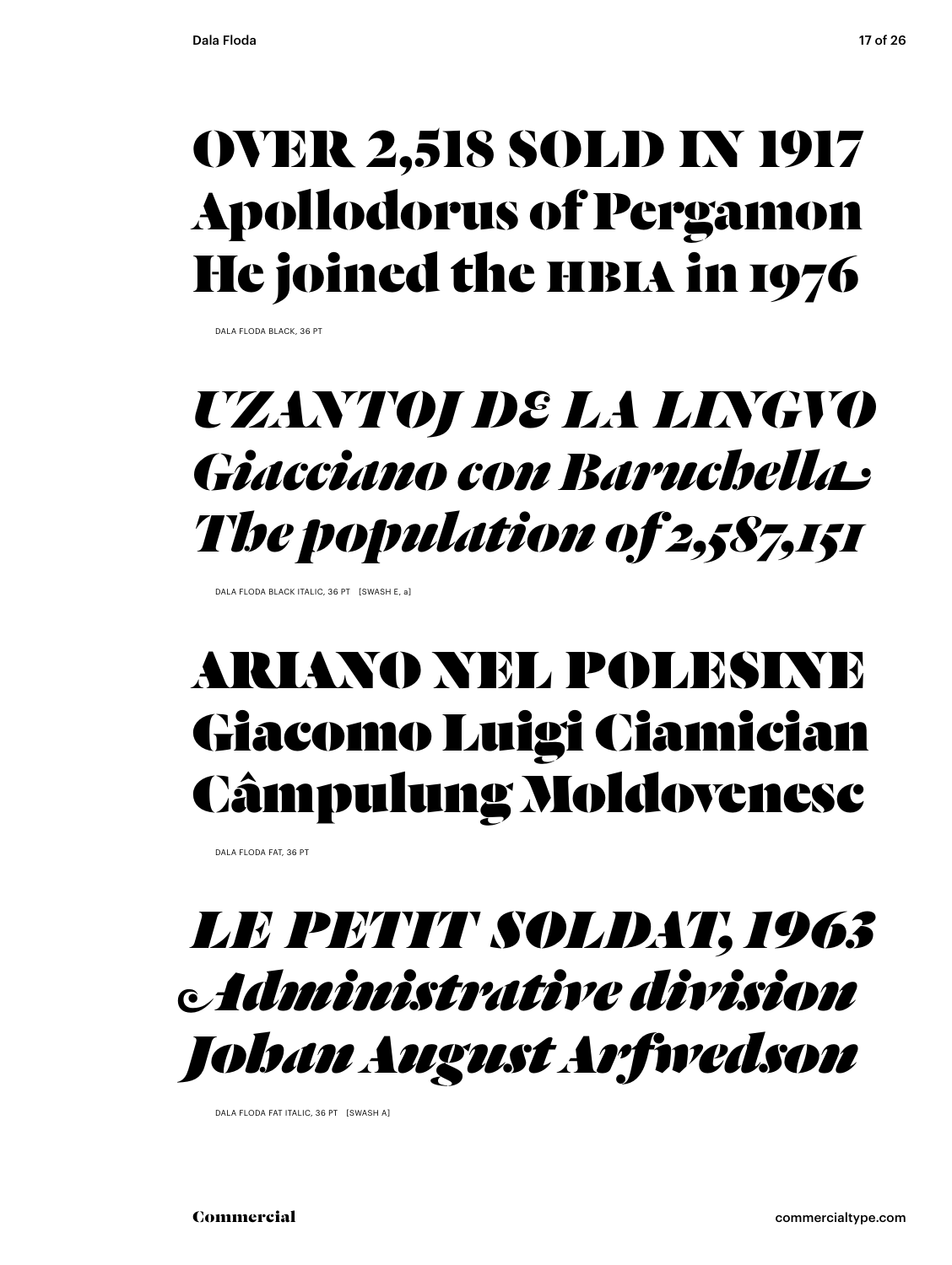OVER 2,518 SOLD IN 1917
Apollodorus of Pergamon
He joined the HBIA in 1976

DALA FLODA BLACK, 36 PT

*UZANTOJ DE LA LINGVO*
*Giacciano con Baruchella*
*The population of 2,587,151*

DALA FLODA BLACK ITALIC, 36 PT [SWASH E, a]

ARIANO NEL POLESINE
Giacomo Luigi Ciamician
Câmpulung Moldovenesc

DALA FLODA FAT, 36 PT

*LE PETIT SOLDAT, 1963*
*Administrative division*
*Johan August Arfwedson*

DALA FLODA FAT ITALIC, 36 PT [SWASH A]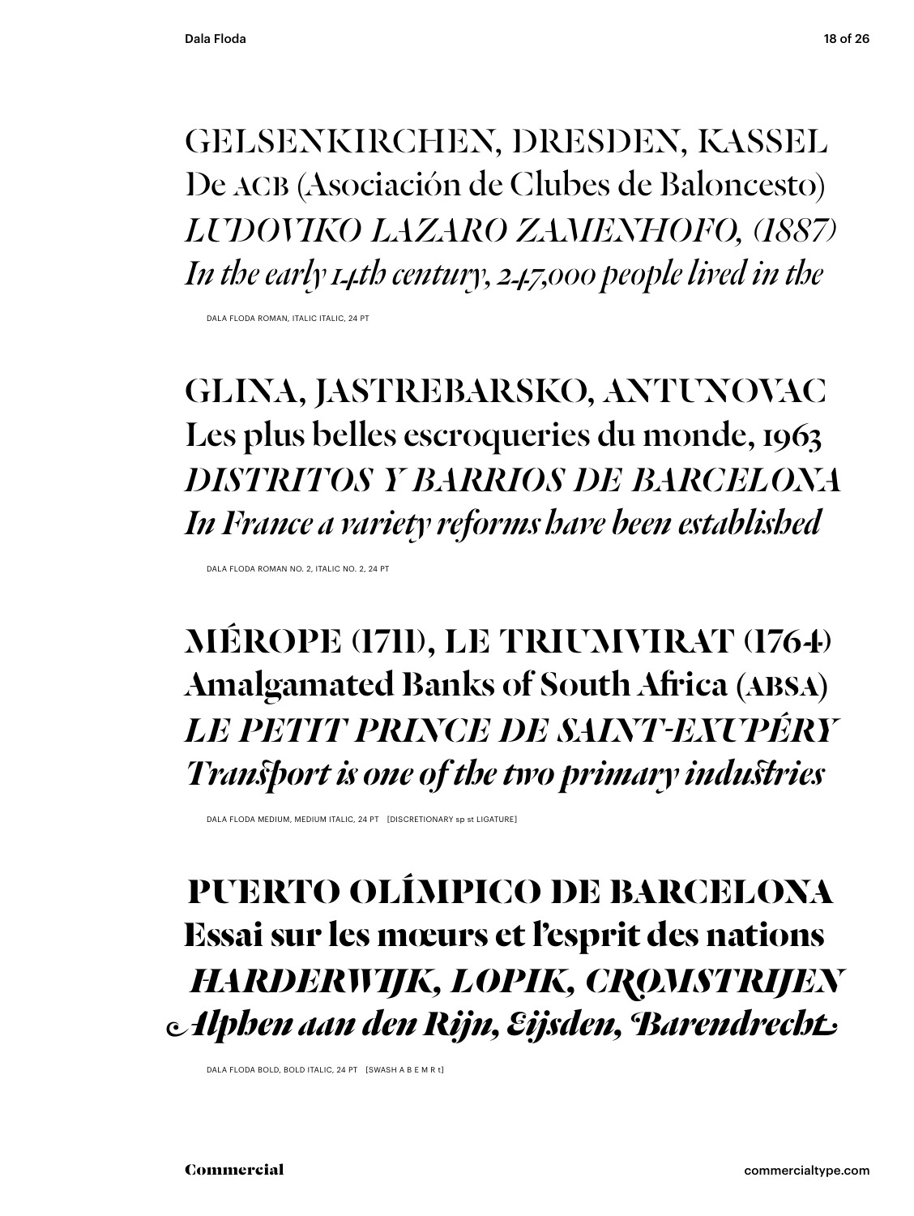GELSENKIRCHEN, DRESDEN, KASSEL
De ACB (Asociación de Clubes de Baloncesto)
*LUDOVIKO LAZARO ZAMENHOFO, (1887)*
*In the early 14th century, 247,000 people lived in the*

DALA FLODA ROMAN, ITALIC ITALIC, 24 PT

GLINA, JASTREBARSKO, ANTUNOVAC
Les plus belles escroqueries du monde, 1963
*DISTRITOS Y BARRIOS DE BARCELONA*
*In France a variety reforms have been established*

DALA FLODA ROMAN NO. 2, ITALIC NO. 2, 24 PT

**MÉROPE (1711), LE TRIUMVIRAT (1764)**
**Amalgamated Banks of South Africa (ABSA)**
***LE PETIT PRINCE DE SAINT-EXUPÉRY***
***Transport is one of the two primary industries***

DALA FLODA MEDIUM, MEDIUM ITALIC, 24 PT [DISCRETIONARY sp st LIGATURE]

**PUERTO OLÍMPICO DE BARCELONA**
**Essai sur les mœurs et l'esprit des nations**
***HARDERWIJK, LOPIK, CROMSTRIJEN***
***Alphen aan den Rijn, Eijsden, Barendrecht***

DALA FLODA BOLD, BOLD ITALIC, 24 PT [SWASH A B E M R t]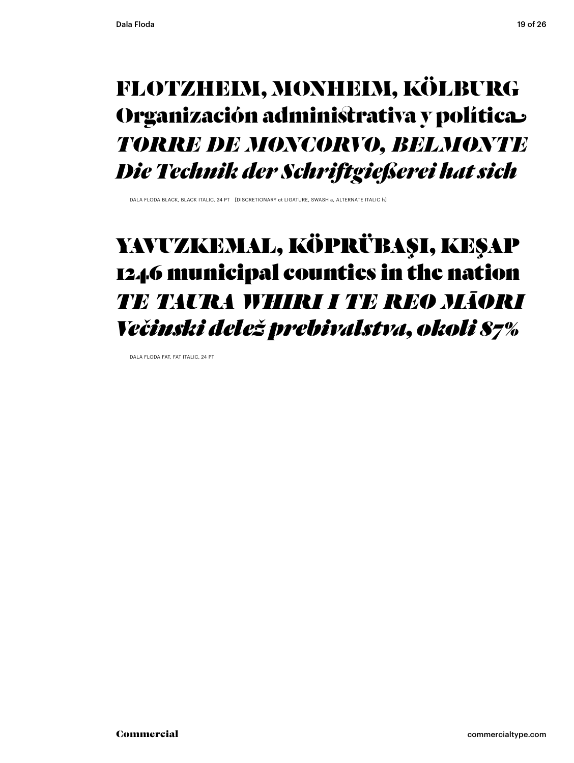FLOTZHEIM, MONHEIM, KÖLBURG
Organización administrativa y política
*TORRE DE MONCORVO, BELMONTE*
*Die Technik der Schriftgießerei hat sich*

DALA FLODA BLACK, BLACK ITALIC, 24 PT [DISCRETIONARY ct LIGATURE, SWASH a, ALTERNATE ITALIC h]

YAVUZKEMAL, KÖPRÜBAŞI, KEŞAP
1246 municipal counties in the nation
*TE TAURA WHIRI I TE REO MĀORI*
*Večinski delež prebivalstva, okoli 87%*

DALA FLODA FAT, FAT ITALIC, 24 PT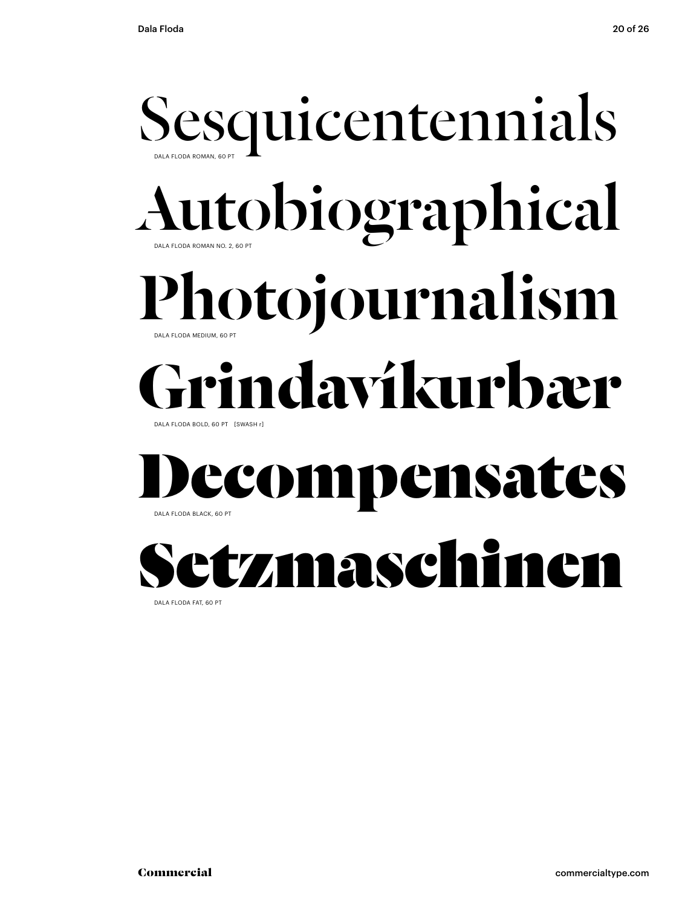Sesquicentennials

DALA FLODA ROMAN, 60 PT

Autobiographical

DALA FLODA ROMAN NO. 2, 60 PT

Photojournalism

DALA FLODA MEDIUM, 60 PT

Grindavíkurbær

DALA FLODA BOLD, 60 PT [SWASH r]

Decompensates

DALA FLODA BLACK, 60 PT

Setzmaschinen

DALA FLODA FAT, 60 PT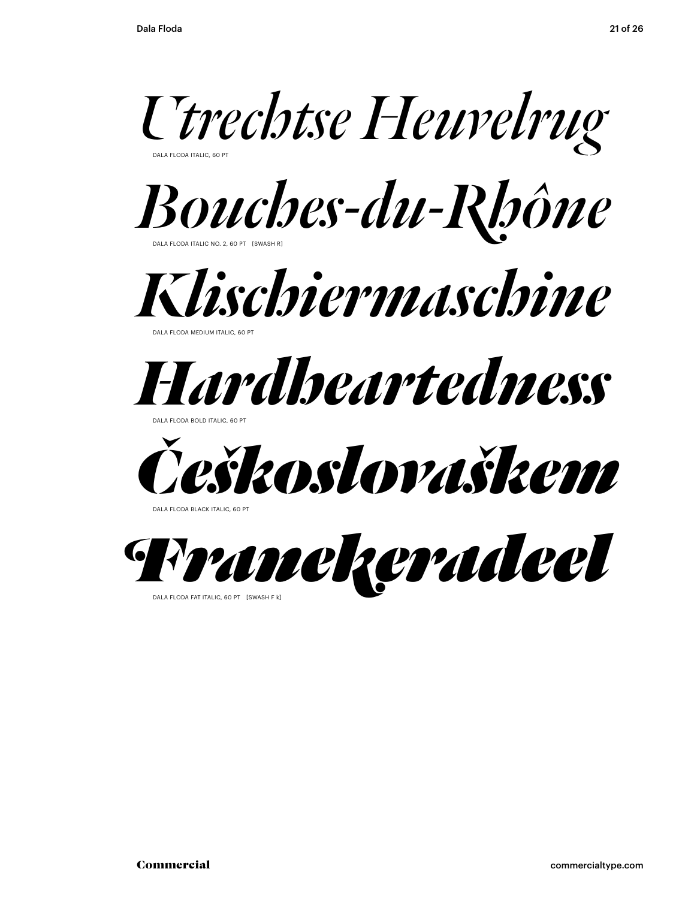*Utrechtse Heuvelrug*

DALA FLODA ITALIC, 60 PT

*Bouches-du-Rhône*

DALA FLODA ITALIC NO. 2, 60 PT [SWASH R]

*Klischiermaschine*

DALA FLODA MEDIUM ITALIC, 60 PT

***Hardheartedness***

DALA FLODA BOLD ITALIC, 60 PT

***Československem***

DALA FLODA BLACK ITALIC, 60 PT

***Franekeradeel***

DALA FLODA FAT ITALIC, 60 PT [SWASH F k]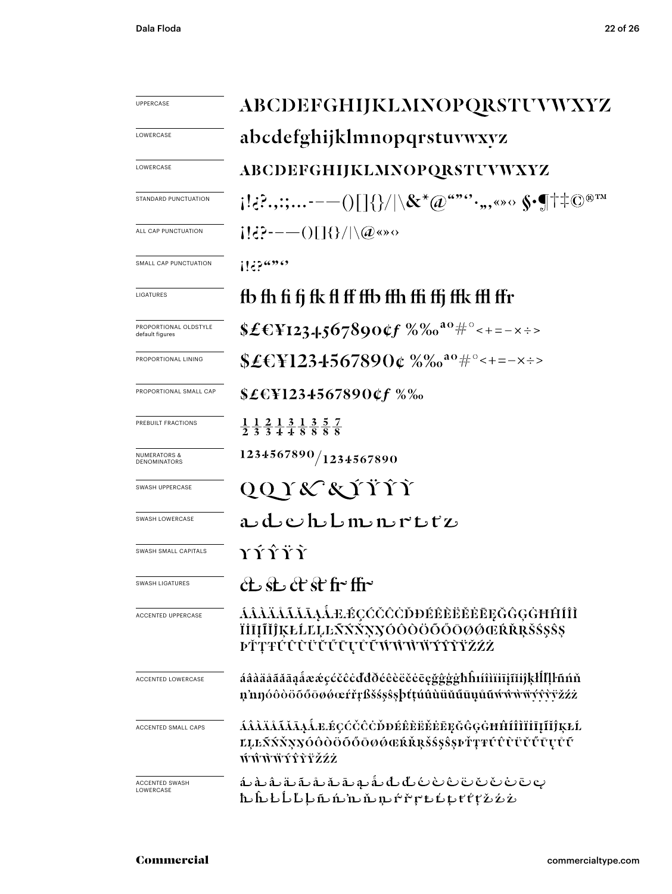| | |
|---|---|
| UPPERCASE | ABCDEFGHIJKLMNOPQRSTUVWXYZ |
| LOWERCASE | abcdefghijklmnopqrstuvwxyz |
| LOWERCASE | ABCDEFGHIJKLMNOPQRSTUVWXYZ |
| STANDARD PUNCTUATION | ¡!¿?.,:;...-–—()[]{}/\|\&*@""''·,„«»‹› §•¶†‡©®™ |
| ALL CAP PUNCTUATION | ¡!¿?-–—()[]{}/\|\@«»‹› |
| SMALL CAP PUNCTUATION | ¡!¿?""'' |
| LIGATURES | fb fh fi fj fk fl ff ffb ffh ffi ffj ffk ffl ffr |
| PROPORTIONAL OLDSTYLE default figures | $£€¥1234567890¢ƒ %‰ªº#°<+=−×÷> |
| PROPORTIONAL LINING | $£€¥1234567890¢ %‰ªº#°<+=−×÷> |
| PROPORTIONAL SMALL CAP | $£€¥1234567890¢ƒ %‰ |
| PREBUILT FRACTIONS | ½ ⅓ ⅔ ¼ ¾ ⅛ ⅜ ⅝ ⅞ |
| NUMERATORS & DENOMINATORS | 1234567890/1234567890 |
| SWASH UPPERCASE | Q Q Y & & Ý Ÿ Ŷ Ỳ |
| SWASH LOWERCASE | a d e h l m n r t ť z |
| SWASH SMALL CAPITALS | Y Ý Ŷ Ÿ Ỳ |
| SWASH LIGATURES | ct st ct st fr ffr |
| ACCENTED UPPERCASE | ÁÂÀÄÅÃĂĀĄǺÆǼÇĆČĈĊĎĐÉÊÈËĚĖĒĘĞĜĢĠĦĤÍÎÌÏĪĮĨĬĴĶŁĹĽĻĿÑŃŇŅŊÓÔÒÖÕŐŌØǾŒŔŘŖŠŚŞŜȘÞŤŢŦÚÛÙÜŬŰŪŲŮŨẂŴẀẄÝŶỲŸŽŹŻ |
| ACCENTED LOWERCASE | áâàäåãăāąǻæǽçćčĉċďđðéêèëěėēęğĝģġħĥıíîìïīįĩĭȷĵķłĺľļŀñńňņŉŋóôòöõőōøǿœŕřŗßšśşŝșþťţŧúûùüŭűūųůũẃŵẁẅýŷỳÿžźż |
| ACCENTED SMALL CAPS | ÁÂÀÄÅÃĂĀĄǺÆǼÇĆČĈĊĎĐÉÊÈËĚĖĒĘĞĜĢĠĦĤÍÎÌÏĪĮĨĬĴĶŁĹĽĻĿÑŃŇŅŊÓÔÒÖÕŐŌØǾŒŔŘŖŠŚŞŜȘÞŤŢŦÚÛÙÜŬŰŪŲŮŨẂŴẀẄÝŶỲŸŽŹŻ |
| ACCENTED SWASH LOWERCASE | áâàäãåăāąǻďđéèêëěĕėēęħĥłĺľļŀñńňŉņŋŕřŗŧťţťţžźż |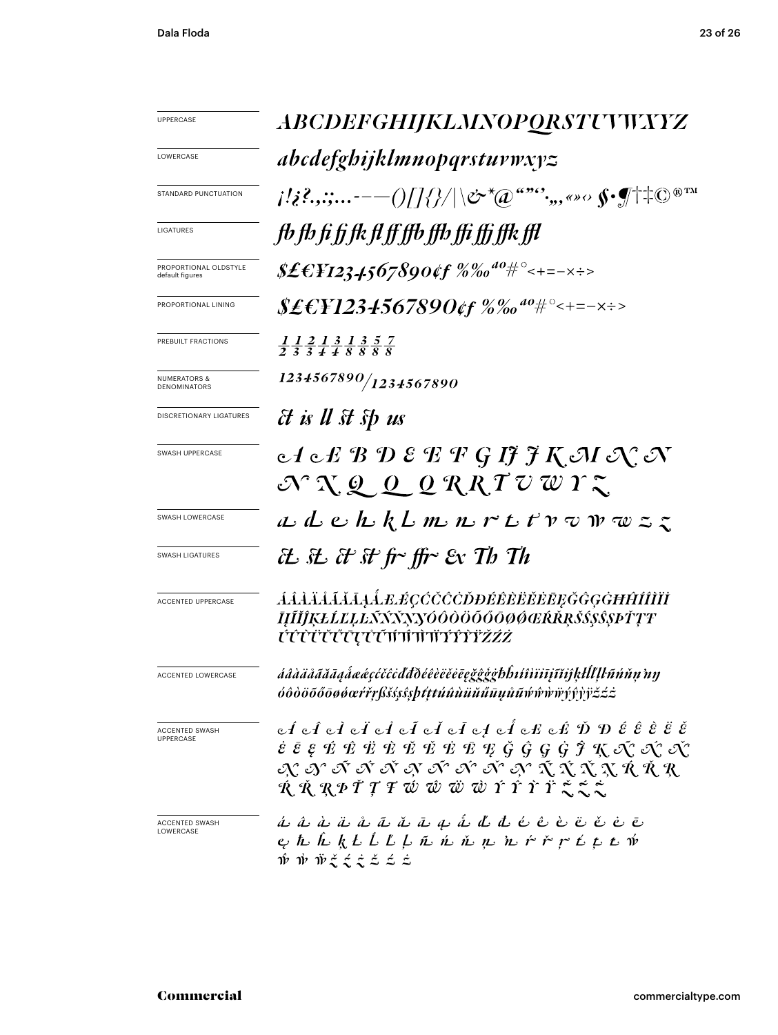| | |
|---|---|
| UPPERCASE | *ABCDEFGHIJKLMNOPQRSTUVWXYZ* |
| LOWERCASE | *abcdefghijklmnopqrstuvwxyz* |
| STANDARD PUNCTUATION | *¡!¿?.,:;…-–—()[]{}/\|\&*@"""'‚„«»‹› §•¶†‡©®™* |
| LIGATURES | *fb fh fi fj fk fl ff ffb ffh ffi ffj ffk ffl* |
| PROPORTIONAL OLDSTYLE default figures | *$£€¥1234567890¢ƒ %‰ªº#°<+=−×÷>* |
| PROPORTIONAL LINING | *$£€¥1234567890¢ƒ %‰ªº#°<+=−×÷>* |
| PREBUILT FRACTIONS | *½ ⅓ ⅔ ¼ ¾ ⅛ ⅜ ⅝ ⅞* |
| NUMERATORS & DENOMINATORS | *1234567890/1234567890* |
| DISCRETIONARY LIGATURES | *ct is ll st sp us* |
| SWASH UPPERCASE | *A Æ B D E E F G IJ J K M N N N N Q Q Q R R T V W Y Z* |
| SWASH LOWERCASE | *a d e h k l m n r t t v v w w z z* |
| SWASH LIGATURES | *ct st ct st fr ffr Ex Th Th* |
| ACCENTED UPPERCASE | *ÁÂÀÄÅÃĂĀĄǺÆǼÇĆČĈĊĎĐÉÊÈËĔĖĒĘĞĜĢĠĦĤÍÎÌÏĪĮĨĬĴĶŁĹĽĻĿÑŃŇŅŊÓÔÒÖÕŐŌØǾŒŔŘŖŠŚŞŜȘÞŤŢŦÚÛÙÜŬŰŪŲŮŨẂŴẀẄÝŶỲŸŽŹŻ* |
| ACCENTED LOWERCASE | *áâàäåãăāąǻæǽçćčĉċďđðéêèëĕėēęğĝģġħĥıíîìïīįĩĭȷĵķłĺľļŀñńňņŉŋóôòöõőōøǿœŕřŗßšśşŝșþťţŧúûùüŭűūųůũẃŵẁẅýŷỳÿžźż* |
| ACCENTED SWASH UPPERCASE | *Á Â À Ä Å Ã Ă Ā Ą Ǻ Æ Ǽ Ď Đ É Ê È Ë Ě Ė Ē Ę É Ê Ë È Ĕ Ė Ē Ę Ğ Ĝ Ģ Ġ Ĵ Ķ Ñ Ń Ň Ņ Ñ Ń Ň Ņ Ñ Ń Ň Ņ Ñ Ń Ň Ņ Ŕ Ř Ŗ Ŕ Ř Ŗ Þ Ť Ţ Ŧ Ẃ Ŵ Ẅ Ẁ Ý Ŷ Ỳ Ÿ Ž Ź Ż* |
| ACCENTED SWASH LOWERCASE | *á â à ä å ã ă ā ą ǻ ď đ é ê è ë ě ė ē ę ħ ĥ ķ ł ĺ ľ ļ ñ ń ň ņ ŉ ŕ ř ŗ ť ţ ŧ ẃ ŵ ẁ ẅ ž ź ż ž ź ż* |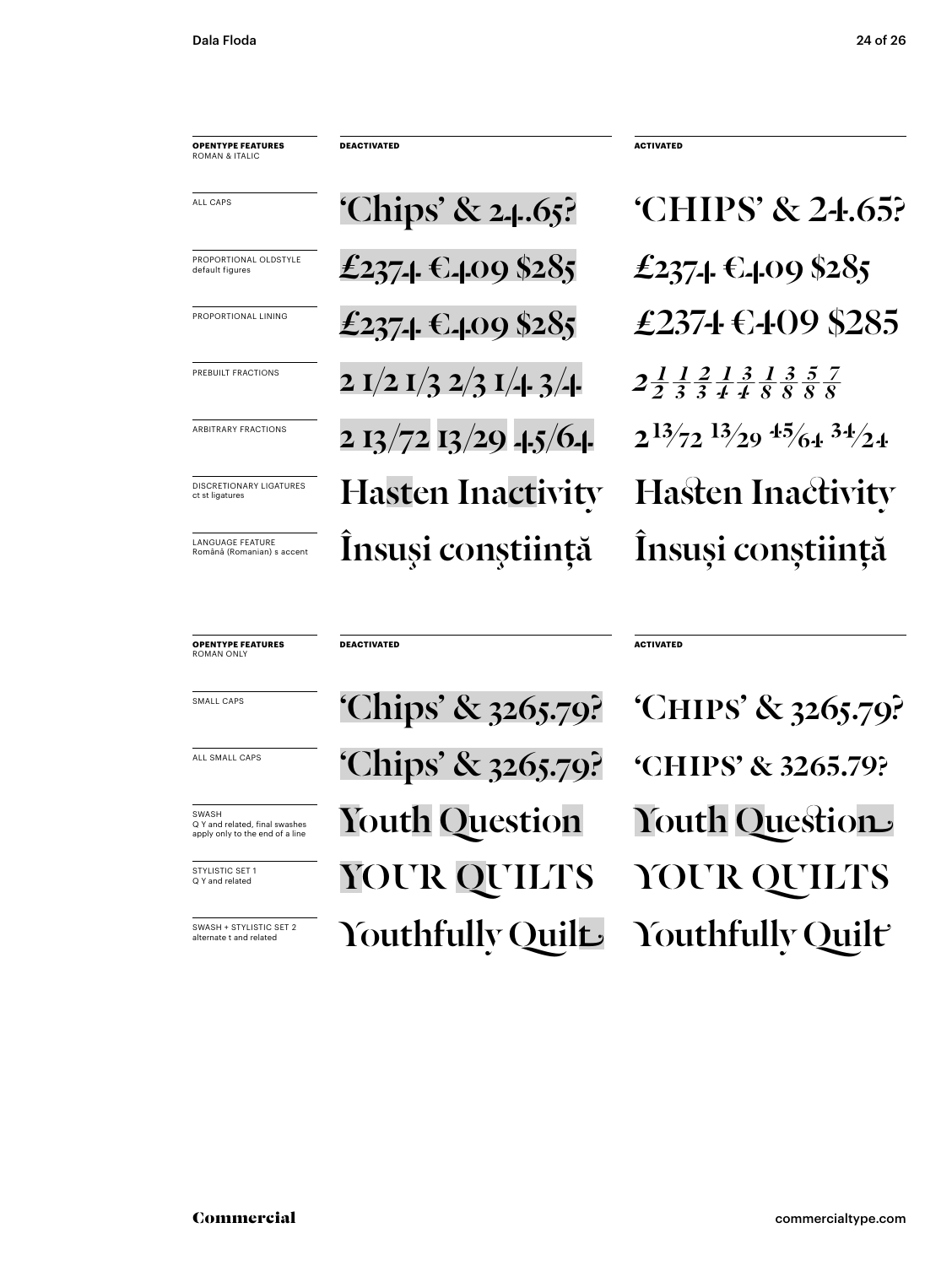| OPENTYPE FEATURES ROMAN & ITALIC | DEACTIVATED | ACTIVATED |
| --- | --- | --- |
| ALL CAPS | 'Chips' & 24.65? | 'CHIPS' & 24.65? |
| PROPORTIONAL OLDSTYLE default figures | £2374 €409 $285 | £2374 €409 $285 |
| PROPORTIONAL LINING | £2374 €409 $285 | £2374 €409 $285 |
| PREBUILT FRACTIONS | 2 1/2 1/3 2/3 1/4 3/4 | 2 ½ ⅓ ⅔ ¼ ¾ ⅛ ⅜ ⅝ ⅞ |
| ARBITRARY FRACTIONS | 2 13/72 13/29 45/64 | 2 13⁄72 13⁄29 45⁄64 34⁄24 |
| DISCRETIONARY LIGATURES ct st ligatures | Hasten Inactivity | Hasten Inactivity |
| LANGUAGE FEATURE Română (Romanian) s accent | Însuşi conştiinţă | Însuși conștiință |

| OPENTYPE FEATURES ROMAN ONLY | DEACTIVATED | ACTIVATED |
| --- | --- | --- |
| SMALL CAPS | 'Chips' & 3265.79? | 'CHIPS' & 3265.79? |
| ALL SMALL CAPS | 'Chips' & 3265.79? | 'CHIPS' & 3265.79? |
| SWASH Q Y and related, final swashes apply only to the end of a line | Youth Question | Youth Question |
| STYLISTIC SET 1 Q Y and related | YOUR QUILTS | YOUR QUILTS |
| SWASH + STYLISTIC SET 2 alternate t and related | Youthfully Quilt | Youthfully Quilt |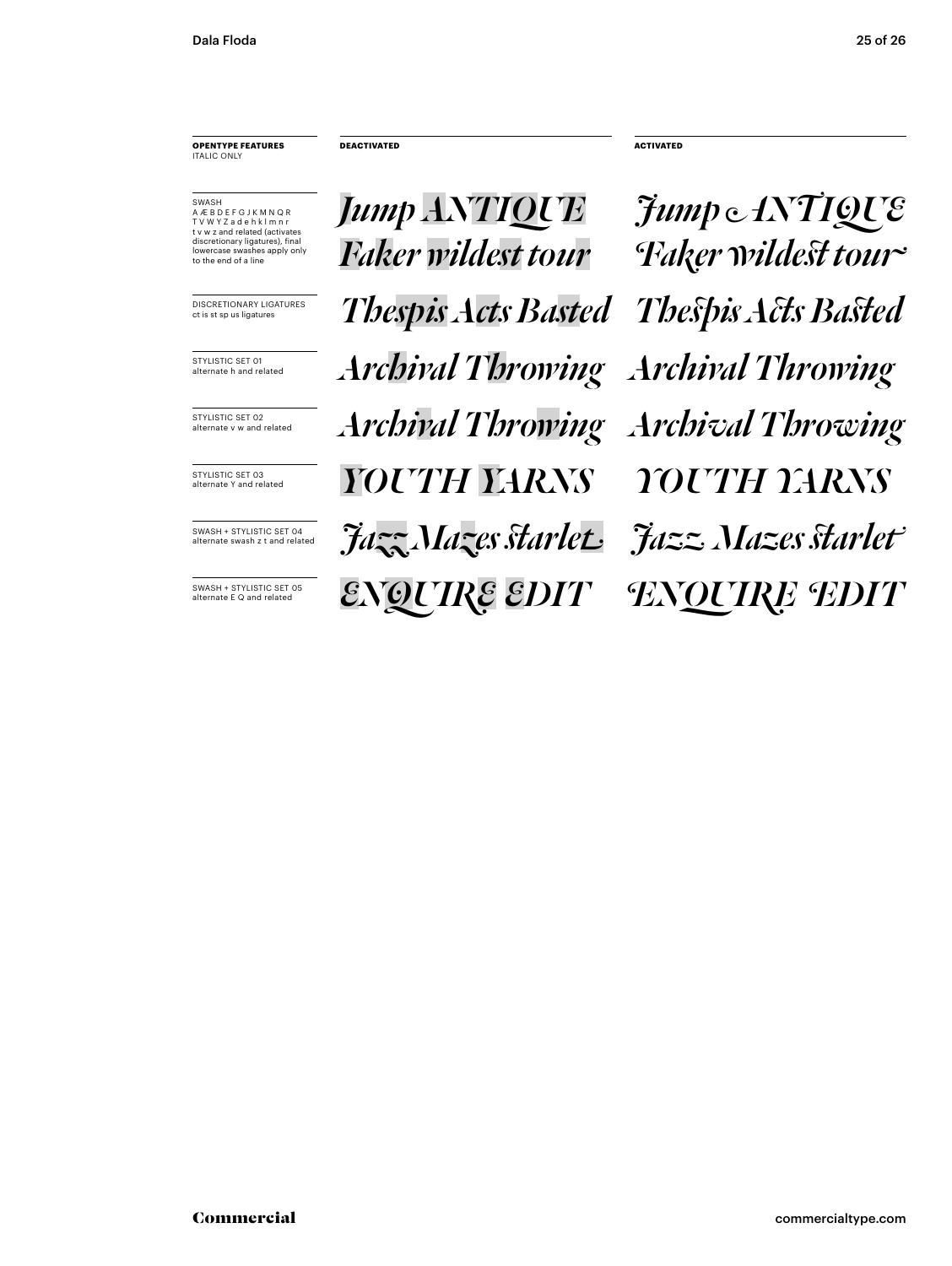| **OPENTYPE FEATURES** ITALIC ONLY | **DEACTIVATED** | **ACTIVATED** |
|---|---|---|
| SWASH A Æ B D E F G J K M N Q R T V W Y Z a d e h k l m n r t v w z and related (activates discretionary ligatures), final lowercase swashes apply only to the end of a line | Jump ANTIQUE Faker wildest tour | Jump ANTIQUE Faker wildest tour |
| DISCRETIONARY LIGATURES ct is st sp us ligatures | Thespis Acts Basted | Thespis Acts Basted |
| STYLISTIC SET 01 alternate h and related | Archival Throwing | Archival Throwing |
| STYLISTIC SET 02 alternate v w and related | Archival Throwing | Archival Throwing |
| STYLISTIC SET 03 alternate Y and related | YOUTH YARNS | YOUTH YARNS |
| SWASH + STYLISTIC SET 04 alternate swash z t and related | Jazz Mazes starlet | Jazz Mazes starlet |
| SWASH + STYLISTIC SET 05 alternate E Q and related | ENQUIRE EDIT | ENQUIRE EDIT |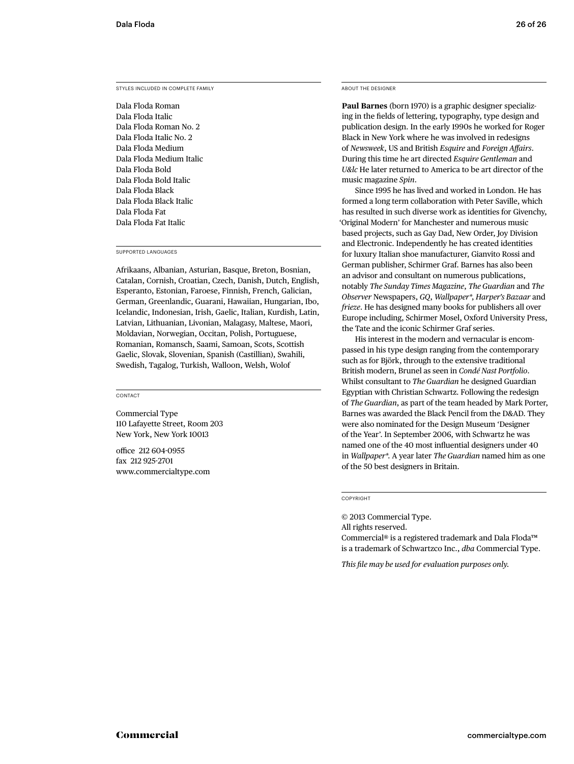## STYLES INCLUDED IN COMPLETE FAMILY

Dala Floda Roman
Dala Floda Italic
Dala Floda Roman No. 2
Dala Floda Italic No. 2
Dala Floda Medium
Dala Floda Medium Italic
Dala Floda Bold
Dala Floda Bold Italic
Dala Floda Black
Dala Floda Black Italic
Dala Floda Fat
Dala Floda Fat Italic

## SUPPORTED LANGUAGES

Afrikaans, Albanian, Asturian, Basque, Breton, Bosnian, Catalan, Cornish, Croatian, Czech, Danish, Dutch, English, Esperanto, Estonian, Faroese, Finnish, French, Galician, German, Greenlandic, Guarani, Hawaiian, Hungarian, Ibo, Icelandic, Indonesian, Irish, Gaelic, Italian, Kurdish, Latin, Latvian, Lithuanian, Livonian, Malagasy, Maltese, Maori, Moldavian, Norwegian, Occitan, Polish, Portuguese, Romanian, Romansch, Saami, Samoan, Scots, Scottish Gaelic, Slovak, Slovenian, Spanish (Castillian), Swahili, Swedish, Tagalog, Turkish, Walloon, Welsh, Wolof

## CONTACT

Commercial Type
110 Lafayette Street, Room 203
New York, New York 10013

office 212 604-0955
fax 212 925-2701
www.commercialtype.com

## ABOUT THE DESIGNER

**Paul Barnes** (born 1970) is a graphic designer specializing in the fields of lettering, typography, type design and publication design. In the early 1990s he worked for Roger Black in New York where he was involved in redesigns of *Newsweek*, US and British *Esquire* and *Foreign Affairs*. During this time he art directed *Esquire Gentleman* and *U&lc* He later returned to America to be art director of the music magazine *Spin*.

Since 1995 he has lived and worked in London. He has formed a long term collaboration with Peter Saville, which has resulted in such diverse work as identities for Givenchy, 'Original Modern' for Manchester and numerous music based projects, such as Gay Dad, New Order, Joy Division and Electronic. Independently he has created identities for luxury Italian shoe manufacturer, Gianvito Rossi and German publisher, Schirmer Graf. Barnes has also been an advisor and consultant on numerous publications, notably *The Sunday Times Magazine*, *The Guardian* and *The Observer* Newspapers, *GQ*, *Wallpaper**, *Harper's Bazaar* and *frieze*. He has designed many books for publishers all over Europe including, Schirmer Mosel, Oxford University Press, the Tate and the iconic Schirmer Graf series.

His interest in the modern and vernacular is encompassed in his type design ranging from the contemporary such as for Björk, through to the extensive traditional British modern, Brunel as seen in *Condé Nast Portfolio*. Whilst consultant to *The Guardian* he designed Guardian Egyptian with Christian Schwartz. Following the redesign of *The Guardian*, as part of the team headed by Mark Porter, Barnes was awarded the Black Pencil from the D&AD. They were also nominated for the Design Museum 'Designer of the Year'. In September 2006, with Schwartz he was named one of the 40 most influential designers under 40 in *Wallpaper**. A year later *The Guardian* named him as one of the 50 best designers in Britain.

## COPYRIGHT

© 2013 Commercial Type.
All rights reserved.
Commercial® is a registered trademark and Dala Floda™ is a trademark of Schwartzco Inc., *dba* Commercial Type.

*This file may be used for evaluation purposes only.*